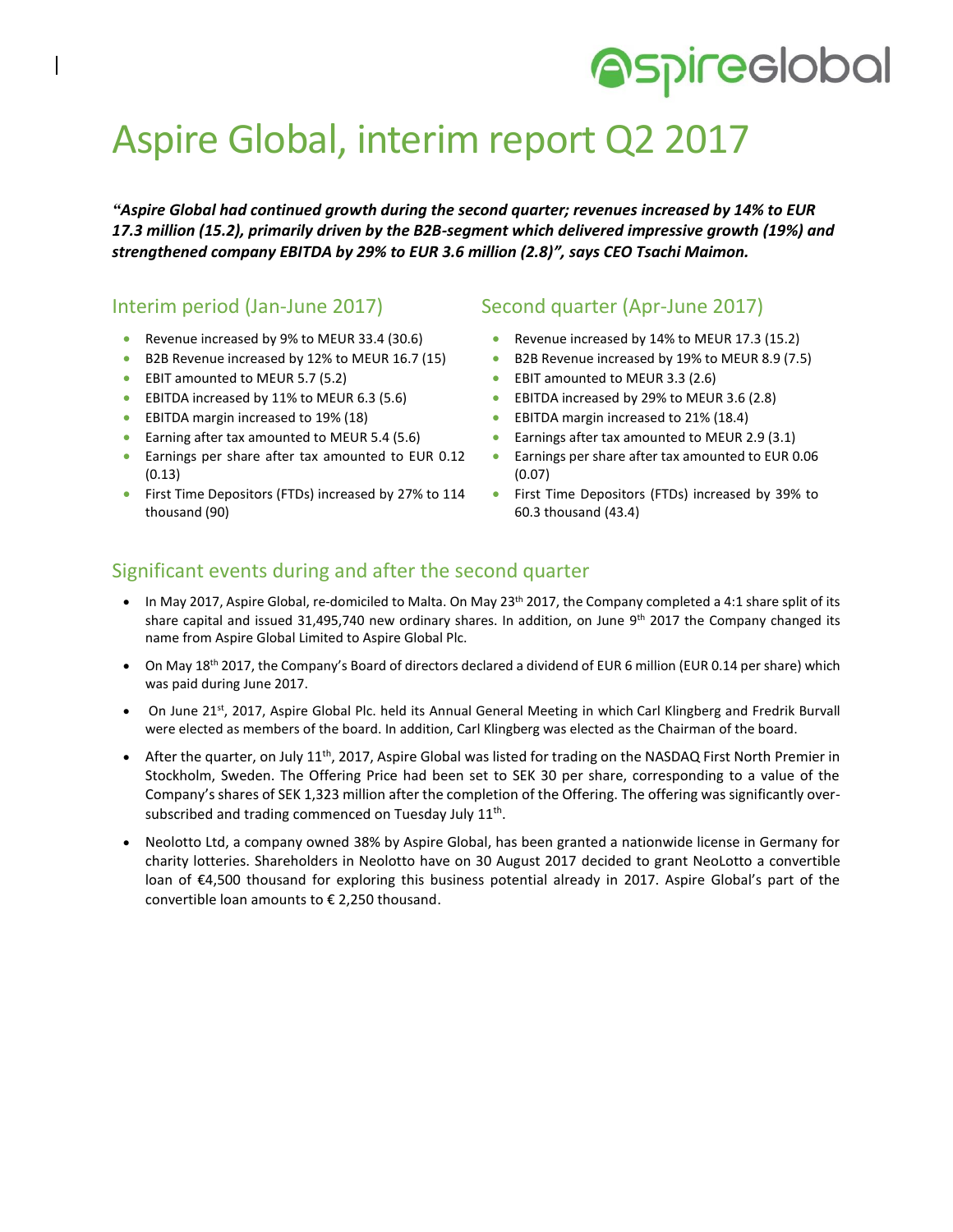# Aspire Global, interim report Q2 2017

***"Aspire Global had continued growth during the second quarter; revenues increased by 14% to EUR 17.3 million (15.2), primarily driven by the B2B-segment which delivered impressive growth (19%) and strengthened company EBITDA by 29% to EUR 3.6 million (2.8)", says CEO Tsachi Maimon.***

## Interim period (Jan-June 2017)

- Revenue increased by 9% to MEUR 33.4 (30.6)
- B2B Revenue increased by 12% to MEUR 16.7 (15)
- EBIT amounted to MEUR 5.7 (5.2)
- EBITDA increased by 11% to MEUR 6.3 (5.6)
- EBITDA margin increased to 19% (18)
- Earning after tax amounted to MEUR 5.4 (5.6)
- Earnings per share after tax amounted to EUR 0.12 (0.13)
- First Time Depositors (FTDs) increased by 27% to 114 thousand (90)

## Second quarter (Apr-June 2017)

- Revenue increased by 14% to MEUR 17.3 (15.2)
- B2B Revenue increased by 19% to MEUR 8.9 (7.5)
- EBIT amounted to MEUR 3.3 (2.6)
- EBITDA increased by 29% to MEUR 3.6 (2.8)
- EBITDA margin increased to 21% (18.4)
- Earnings after tax amounted to MEUR 2.9 (3.1)
- Earnings per share after tax amounted to EUR 0.06 (0.07)
- First Time Depositors (FTDs) increased by 39% to 60.3 thousand (43.4)

## Significant events during and after the second quarter

- In May 2017, Aspire Global, re-domiciled to Malta. On May 23th 2017, the Company completed a 4:1 share split of its share capital and issued 31,495,740 new ordinary shares. In addition, on June 9th 2017 the Company changed its name from Aspire Global Limited to Aspire Global Plc.
- On May 18th 2017, the Company's Board of directors declared a dividend of EUR 6 million (EUR 0.14 per share) which was paid during June 2017.
- On June 21st, 2017, Aspire Global Plc. held its Annual General Meeting in which Carl Klingberg and Fredrik Burvall were elected as members of the board. In addition, Carl Klingberg was elected as the Chairman of the board.
- After the quarter, on July 11th, 2017, Aspire Global was listed for trading on the NASDAQ First North Premier in Stockholm, Sweden. The Offering Price had been set to SEK 30 per share, corresponding to a value of the Company's shares of SEK 1,323 million after the completion of the Offering. The offering was significantly over-subscribed and trading commenced on Tuesday July 11th.
- Neolotto Ltd, a company owned 38% by Aspire Global, has been granted a nationwide license in Germany for charity lotteries. Shareholders in Neolotto have on 30 August 2017 decided to grant NeoLotto a convertible loan of €4,500 thousand for exploring this business potential already in 2017. Aspire Global's part of the convertible loan amounts to € 2,250 thousand.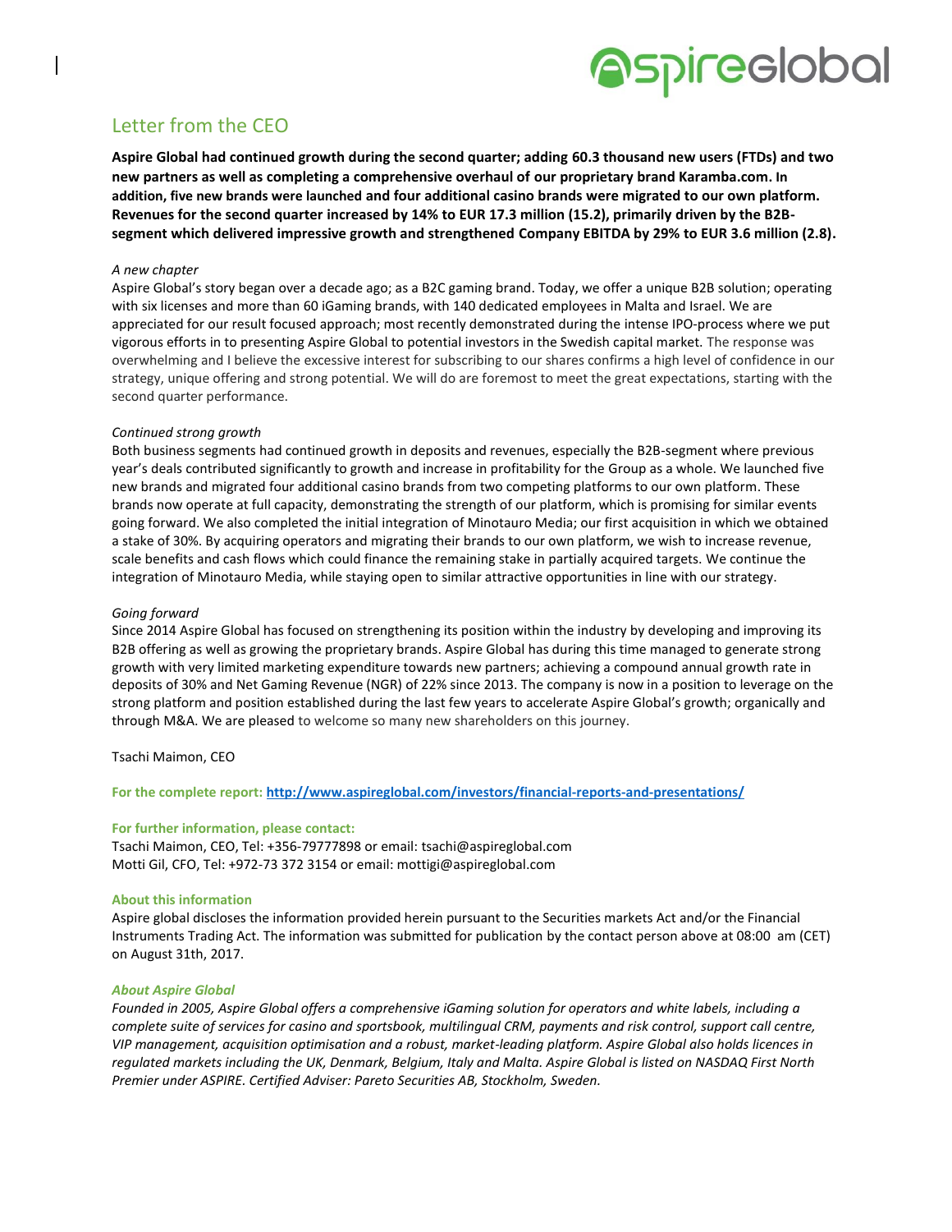## Letter from the CEO

**Aspire Global had continued growth during the second quarter; adding 60.3 thousand new users (FTDs) and two new partners as well as completing a comprehensive overhaul of our proprietary brand Karamba.com. In addition, five new brands were launched and four additional casino brands were migrated to our own platform. Revenues for the second quarter increased by 14% to EUR 17.3 million (15.2), primarily driven by the B2B-segment which delivered impressive growth and strengthened Company EBITDA by 29% to EUR 3.6 million (2.8).**

*A new chapter*

Aspire Global's story began over a decade ago; as a B2C gaming brand. Today, we offer a unique B2B solution; operating with six licenses and more than 60 iGaming brands, with 140 dedicated employees in Malta and Israel. We are appreciated for our result focused approach; most recently demonstrated during the intense IPO-process where we put vigorous efforts in to presenting Aspire Global to potential investors in the Swedish capital market. The response was overwhelming and I believe the excessive interest for subscribing to our shares confirms a high level of confidence in our strategy, unique offering and strong potential. We will do are foremost to meet the great expectations, starting with the second quarter performance.

*Continued strong growth*

Both business segments had continued growth in deposits and revenues, especially the B2B-segment where previous year's deals contributed significantly to growth and increase in profitability for the Group as a whole. We launched five new brands and migrated four additional casino brands from two competing platforms to our own platform. These brands now operate at full capacity, demonstrating the strength of our platform, which is promising for similar events going forward. We also completed the initial integration of Minotauro Media; our first acquisition in which we obtained a stake of 30%. By acquiring operators and migrating their brands to our own platform, we wish to increase revenue, scale benefits and cash flows which could finance the remaining stake in partially acquired targets. We continue the integration of Minotauro Media, while staying open to similar attractive opportunities in line with our strategy.

*Going forward*

Since 2014 Aspire Global has focused on strengthening its position within the industry by developing and improving its B2B offering as well as growing the proprietary brands. Aspire Global has during this time managed to generate strong growth with very limited marketing expenditure towards new partners; achieving a compound annual growth rate in deposits of 30% and Net Gaming Revenue (NGR) of 22% since 2013. The company is now in a position to leverage on the strong platform and position established during the last few years to accelerate Aspire Global's growth; organically and through M&A. We are pleased to welcome so many new shareholders on this journey.

Tsachi Maimon, CEO

**For the complete report: http://www.aspireglobal.com/investors/financial-reports-and-presentations/**

**For further information, please contact:**

Tsachi Maimon, CEO, Tel: +356-79777898 or email: tsachi@aspireglobal.com
Motti Gil, CFO, Tel: +972-73 372 3154 or email: mottigi@aspireglobal.com

**About this information**

Aspire global discloses the information provided herein pursuant to the Securities markets Act and/or the Financial Instruments Trading Act. The information was submitted for publication by the contact person above at 08:00 am (CET) on August 31th, 2017.

***About Aspire Global***

*Founded in 2005, Aspire Global offers a comprehensive iGaming solution for operators and white labels, including a complete suite of services for casino and sportsbook, multilingual CRM, payments and risk control, support call centre, VIP management, acquisition optimisation and a robust, market-leading platform. Aspire Global also holds licences in regulated markets including the UK, Denmark, Belgium, Italy and Malta. Aspire Global is listed on NASDAQ First North Premier under ASPIRE. Certified Adviser: Pareto Securities AB, Stockholm, Sweden.*